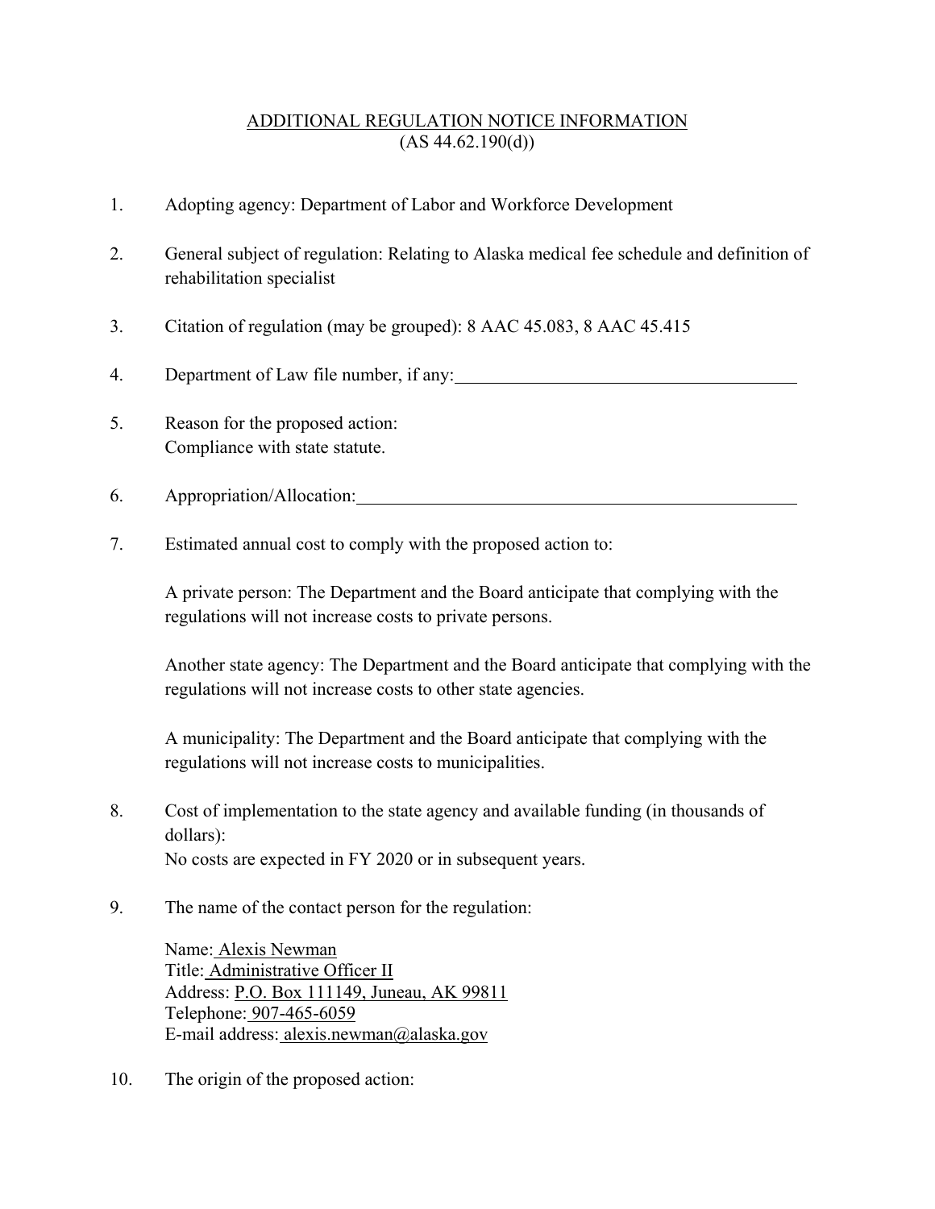# ADDITIONAL REGULATION NOTICE INFORMATION
(AS 44.62.190(d))

1. Adopting agency: Department of Labor and Workforce Development

2. General subject of regulation: Relating to Alaska medical fee schedule and definition of rehabilitation specialist

3. Citation of regulation (may be grouped): 8 AAC 45.083, 8 AAC 45.415

4. Department of Law file number, if any: ______________________________

5. Reason for the proposed action:
   Compliance with state statute.

6. Appropriation/Allocation: ______________________________

7. Estimated annual cost to comply with the proposed action to:

   A private person: The Department and the Board anticipate that complying with the regulations will not increase costs to private persons.

   Another state agency: The Department and the Board anticipate that complying with the regulations will not increase costs to other state agencies.

   A municipality: The Department and the Board anticipate that complying with the regulations will not increase costs to municipalities.

8. Cost of implementation to the state agency and available funding (in thousands of dollars):
   No costs are expected in FY 2020 or in subsequent years.

9. The name of the contact person for the regulation:

   Name: Alexis Newman
   Title: Administrative Officer II
   Address: P.O. Box 111149, Juneau, AK 99811
   Telephone: 907-465-6059
   E-mail address: alexis.newman@alaska.gov

10. The origin of the proposed action: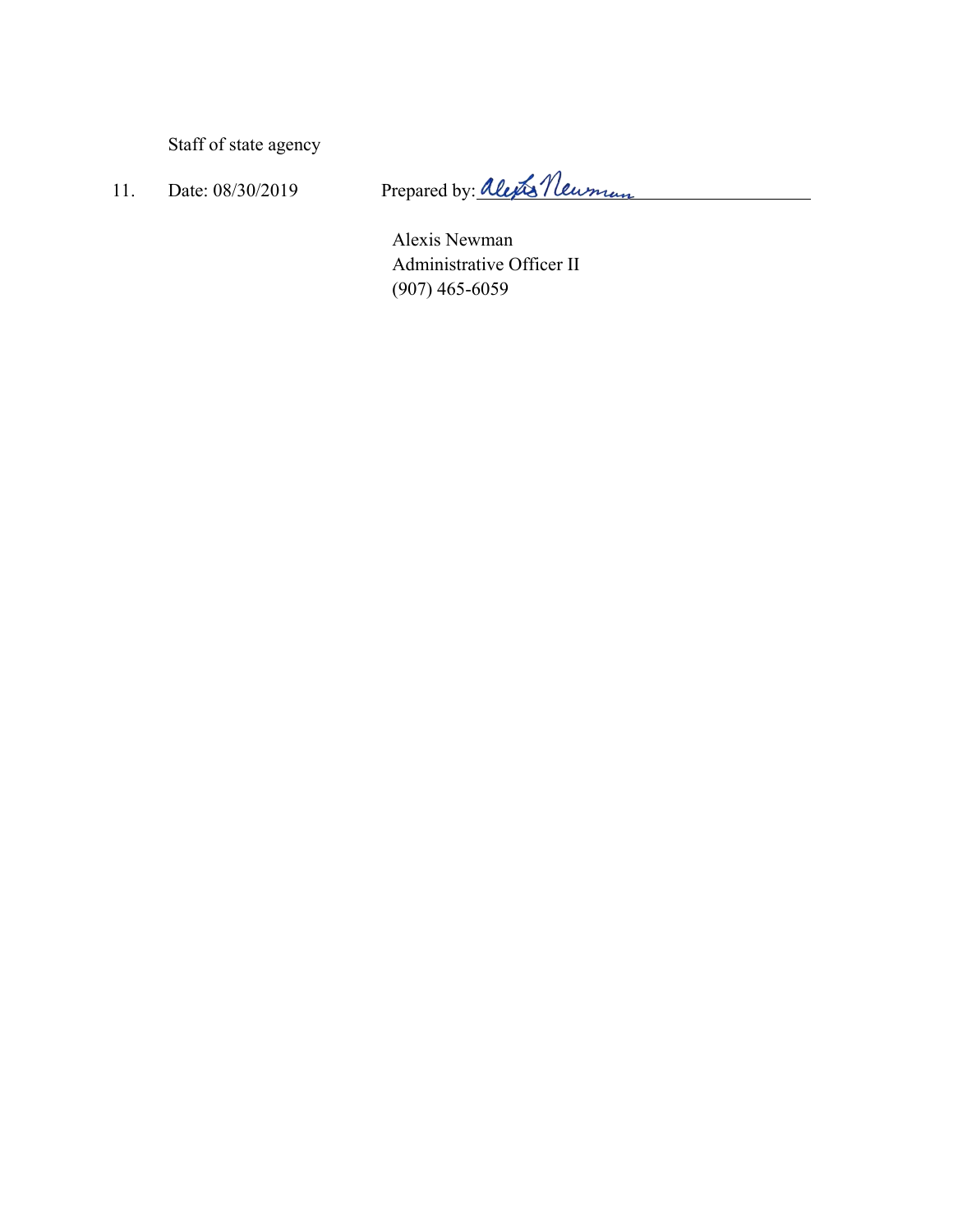Staff of state agency

11. Date: 08/30/2019 Prepared by: Alexis Newman

Alexis Newman
Administrative Officer II
(907) 465-6059